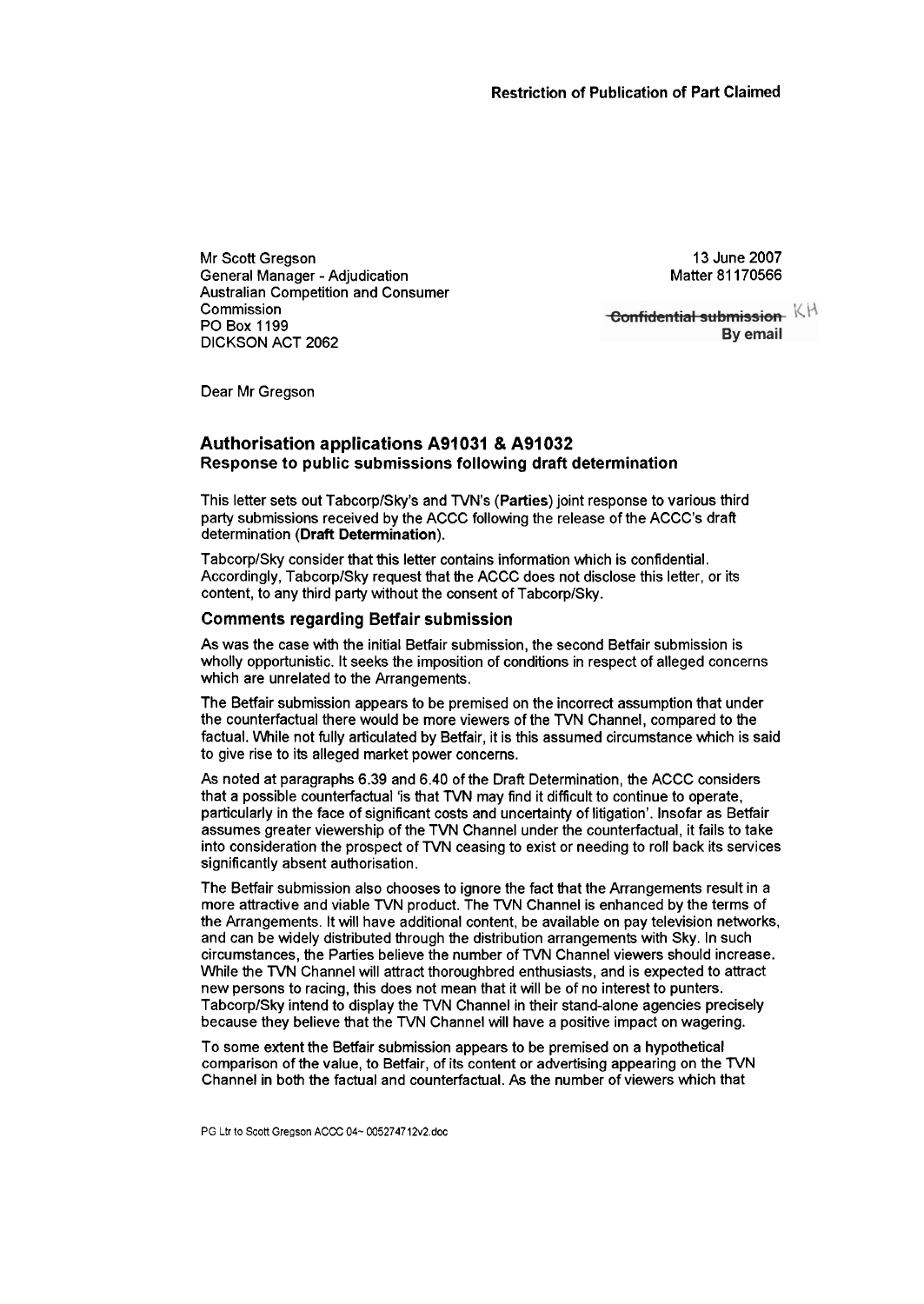**Restriction of Publication of Part Claimed**

Mr Scott Gregson
General Manager - Adjudication
Australian Competition and Consumer Commission
PO Box 1199
DICKSON ACT 2062

13 June 2007
Matter 81170566

~~Confidential submission~~ KH
By email

Dear Mr Gregson

## Authorisation applications A91031 & A91032

### Response to public submissions following draft determination

This letter sets out Tabcorp/Sky's and TVN's (**Parties**) joint response to various third party submissions received by the ACCC following the release of the ACCC's draft determination (**Draft Determination**).

Tabcorp/Sky consider that this letter contains information which is confidential. Accordingly, Tabcorp/Sky request that the ACCC does not disclose this letter, or its content, to any third party without the consent of Tabcorp/Sky.

### Comments regarding Betfair submission

As was the case with the initial Betfair submission, the second Betfair submission is wholly opportunistic. It seeks the imposition of conditions in respect of alleged concerns which are unrelated to the Arrangements.

The Betfair submission appears to be premised on the incorrect assumption that under the counterfactual there would be more viewers of the TVN Channel, compared to the factual. While not fully articulated by Betfair, it is this assumed circumstance which is said to give rise to its alleged market power concerns.

As noted at paragraphs 6.39 and 6.40 of the Draft Determination, the ACCC considers that a possible counterfactual 'is that TVN may find it difficult to continue to operate, particularly in the face of significant costs and uncertainty of litigation'. Insofar as Betfair assumes greater viewership of the TVN Channel under the counterfactual, it fails to take into consideration the prospect of TVN ceasing to exist or needing to roll back its services significantly absent authorisation.

The Betfair submission also chooses to ignore the fact that the Arrangements result in a more attractive and viable TVN product. The TVN Channel is enhanced by the terms of the Arrangements. It will have additional content, be available on pay television networks, and can be widely distributed through the distribution arrangements with Sky. In such circumstances, the Parties believe the number of TVN Channel viewers should increase. While the TVN Channel will attract thoroughbred enthusiasts, and is expected to attract new persons to racing, this does not mean that it will be of no interest to punters. Tabcorp/Sky intend to display the TVN Channel in their stand-alone agencies precisely because they believe that the TVN Channel will have a positive impact on wagering.

To some extent the Betfair submission appears to be premised on a hypothetical comparison of the value, to Betfair, of its content or advertising appearing on the TVN Channel in both the factual and counterfactual. As the number of viewers which that

PG Ltr to Scott Gregson ACCC 04~ 00527471 2v2.doc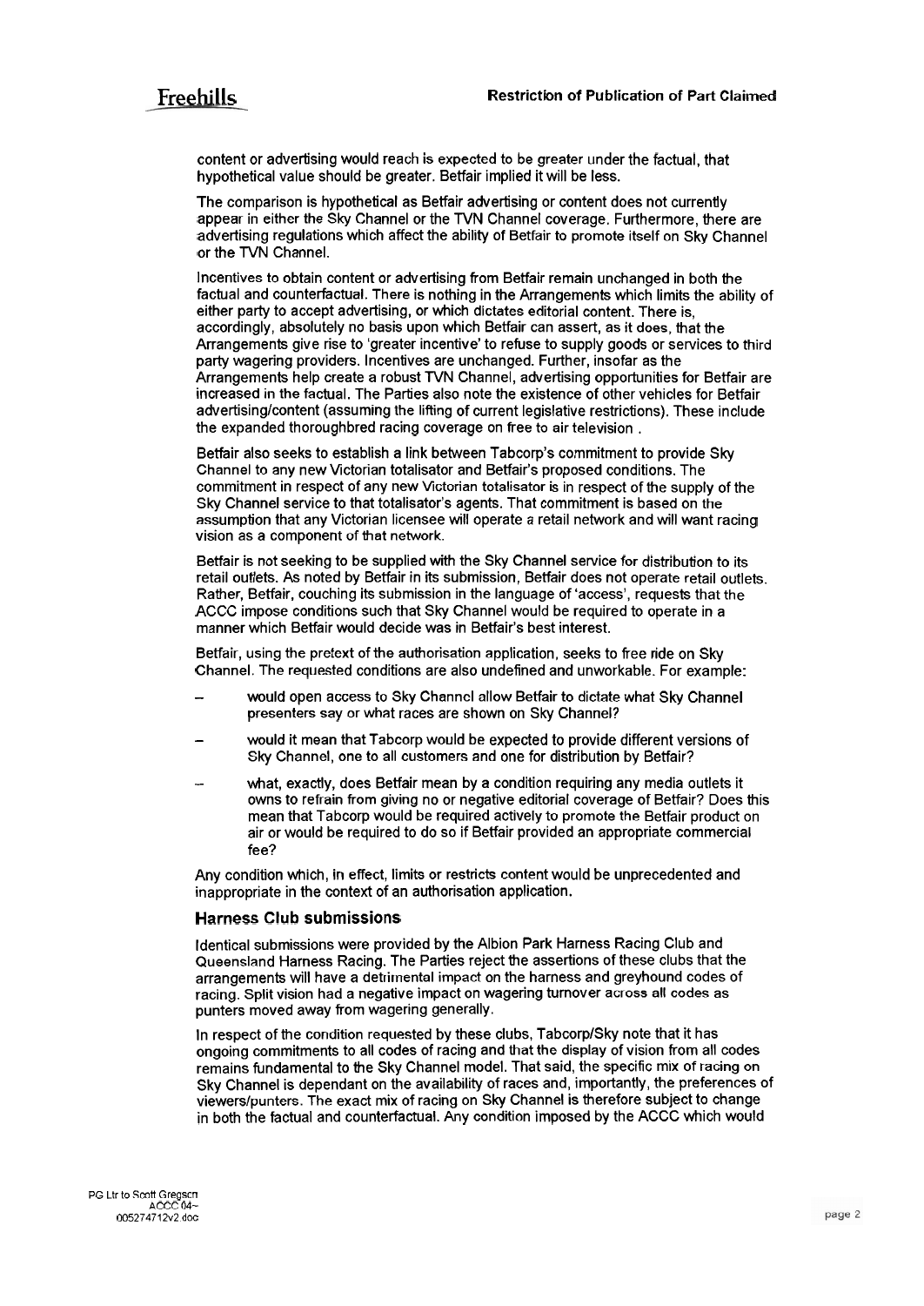content or advertising would reach is expected to be greater under the factual, that hypothetical value should be greater. Betfair implied it will be less.

The comparison is hypothetical as Betfair advertising or content does not currently appear in either the Sky Channel or the TVN Channel coverage. Furthermore, there are advertising regulations which affect the ability of Betfair to promote itself on Sky Channel or the TVN Channel.

Incentives to obtain content or advertising from Betfair remain unchanged in both the factual and counterfactual. There is nothing in the Arrangements which limits the ability of either party to accept advertising, or which dictates editorial content. There is, accordingly, absolutely no basis upon which Betfair can assert, as it does, that the Arrangements give rise to 'greater incentive' to refuse to supply goods or services to third party wagering providers. Incentives are unchanged. Further, insofar as the Arrangements help create a robust TVN Channel, advertising opportunities for Betfair are increased in the factual. The Parties also note the existence of other vehicles for Betfair advertising/content (assuming the lifting of current legislative restrictions). These include the expanded thoroughbred racing coverage on free to air television .

Betfair also seeks to establish a link between Tabcorp's commitment to provide Sky Channel to any new Victorian totalisator and Betfair's proposed conditions. The commitment in respect of any new Victorian totalisator is in respect of the supply of the Sky Channel service to that totalisator's agents. That commitment is based on the assumption that any Victorian licensee will operate a retail network and will want racing vision as a component of that network.

Betfair is not seeking to be supplied with the Sky Channel service for distribution to its retail outlets. As noted by Betfair in its submission, Betfair does not operate retail outlets. Rather, Betfair, couching its submission in the language of 'access', requests that the ACCC impose conditions such that Sky Channel would be required to operate in a manner which Betfair would decide was in Betfair's best interest.

Betfair, using the pretext of the authorisation application, seeks to free ride on Sky Channel. The requested conditions are also undefined and unworkable. For example:

- would open access to Sky Channel allow Betfair to dictate what Sky Channel presenters say or what races are shown on Sky Channel?
- would it mean that Tabcorp would be expected to provide different versions of Sky Channel, one to all customers and one for distribution by Betfair?
- what, exactly, does Betfair mean by a condition requiring any media outlets it owns to refrain from giving no or negative editorial coverage of Betfair? Does this mean that Tabcorp would be required actively to promote the Betfair product on air or would be required to do so if Betfair provided an appropriate commercial fee?

Any condition which, in effect, limits or restricts content would be unprecedented and inappropriate in the context of an authorisation application.

### Harness Club submissions

Identical submissions were provided by the Albion Park Harness Racing Club and Queensland Harness Racing. The Parties reject the assertions of these clubs that the arrangements will have a detrimental impact on the harness and greyhound codes of racing. Split vision had a negative impact on wagering turnover across all codes as punters moved away from wagering generally.

In respect of the condition requested by these clubs, Tabcorp/Sky note that it has ongoing commitments to all codes of racing and that the display of vision from all codes remains fundamental to the Sky Channel model. That said, the specific mix of racing on Sky Channel is dependant on the availability of races and, importantly, the preferences of viewers/punters. The exact mix of racing on Sky Channel is therefore subject to change in both the factual and counterfactual. Any condition imposed by the ACCC which would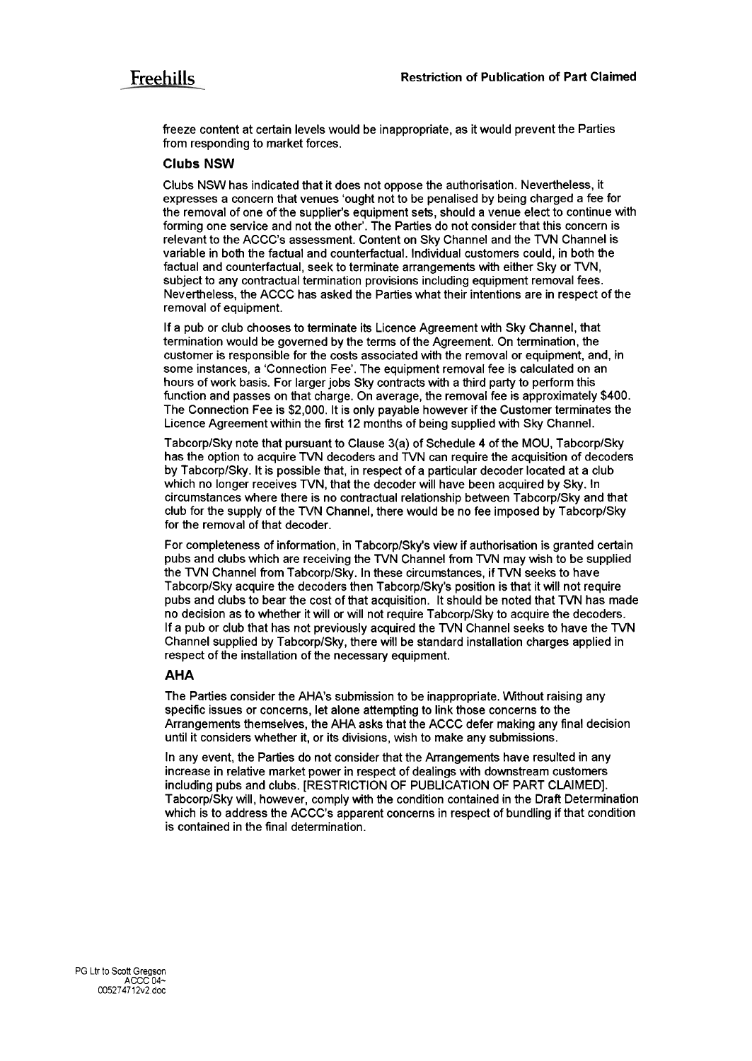freeze content at certain levels would be inappropriate, as it would prevent the Parties from responding to market forces.

### Clubs NSW

Clubs NSW has indicated that it does not oppose the authorisation. Nevertheless, it expresses a concern that venues 'ought not to be penalised by being charged a fee for the removal of one of the supplier's equipment sets, should a venue elect to continue with forming one service and not the other'. The Parties do not consider that this concern is relevant to the ACCC's assessment. Content on Sky Channel and the TVN Channel is variable in both the factual and counterfactual. Individual customers could, in both the factual and counterfactual, seek to terminate arrangements with either Sky or TVN, subject to any contractual termination provisions including equipment removal fees. Nevertheless, the ACCC has asked the Parties what their intentions are in respect of the removal of equipment.

If a pub or club chooses to terminate its Licence Agreement with Sky Channel, that termination would be governed by the terms of the Agreement. On termination, the customer is responsible for the costs associated with the removal or equipment, and, in some instances, a 'Connection Fee'. The equipment removal fee is calculated on an hours of work basis. For larger jobs Sky contracts with a third party to perform this function and passes on that charge. On average, the removal fee is approximately $400. The Connection Fee is $2,000. It is only payable however if the Customer terminates the Licence Agreement within the first 12 months of being supplied with Sky Channel.

Tabcorp/Sky note that pursuant to Clause 3(a) of Schedule 4 of the MOU, Tabcorp/Sky has the option to acquire TVN decoders and TVN can require the acquisition of decoders by Tabcorp/Sky. It is possible that, in respect of a particular decoder located at a club which no longer receives TVN, that the decoder will have been acquired by Sky. In circumstances where there is no contractual relationship between Tabcorp/Sky and that club for the supply of the TVN Channel, there would be no fee imposed by Tabcorp/Sky for the removal of that decoder.

For completeness of information, in Tabcorp/Sky's view if authorisation is granted certain pubs and clubs which are receiving the TVN Channel from TVN may wish to be supplied the TVN Channel from Tabcorp/Sky. In these circumstances, if TVN seeks to have Tabcorp/Sky acquire the decoders then Tabcorp/Sky's position is that it will not require pubs and clubs to bear the cost of that acquisition. It should be noted that TVN has made no decision as to whether it will or will not require Tabcorp/Sky to acquire the decoders. If a pub or club that has not previously acquired the TVN Channel seeks to have the TVN Channel supplied by Tabcorp/Sky, there will be standard installation charges applied in respect of the installation of the necessary equipment.

### AHA

The Parties consider the AHA's submission to be inappropriate. Without raising any specific issues or concerns, let alone attempting to link those concerns to the Arrangements themselves, the AHA asks that the ACCC defer making any final decision until it considers whether it, or its divisions, wish to make any submissions.

In any event, the Parties do not consider that the Arrangements have resulted in any increase in relative market power in respect of dealings with downstream customers including pubs and clubs. [RESTRICTION OF PUBLICATION OF PART CLAIMED]. Tabcorp/Sky will, however, comply with the condition contained in the Draft Determination which is to address the ACCC's apparent concerns in respect of bundling if that condition is contained in the final determination.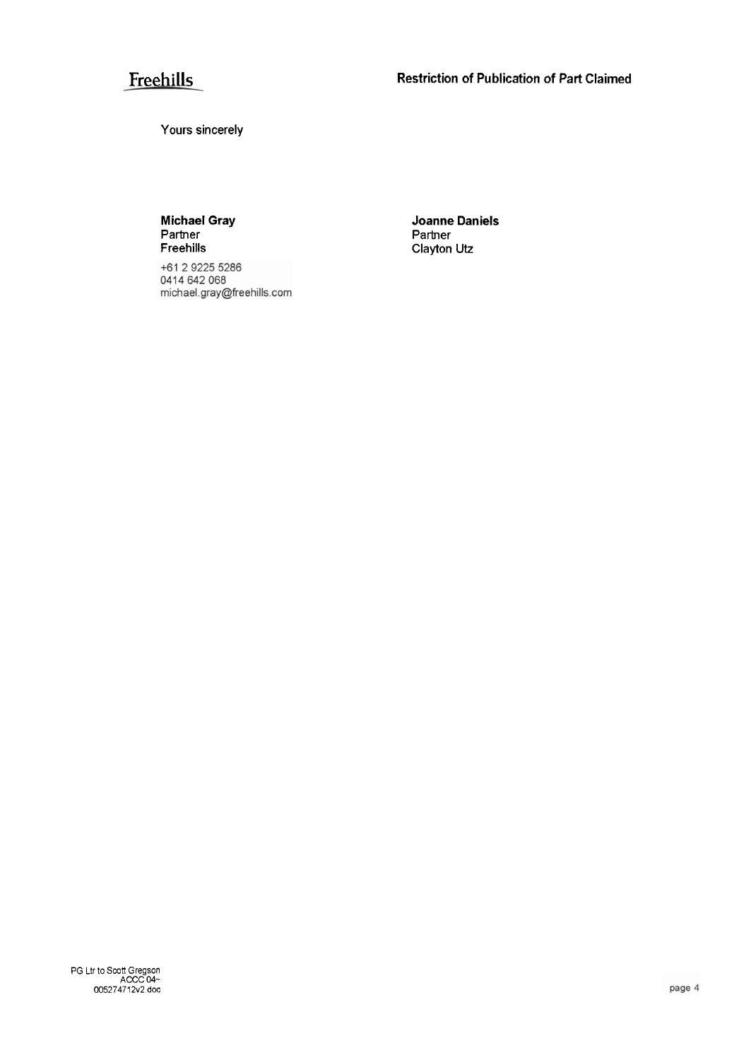Yours sincerely

**Michael Gray**
Partner
Freehills

+61 2 9225 5286
0414 642 068
michael.gray@freehills.com

**Joanne Daniels**
Partner
Clayton Utz